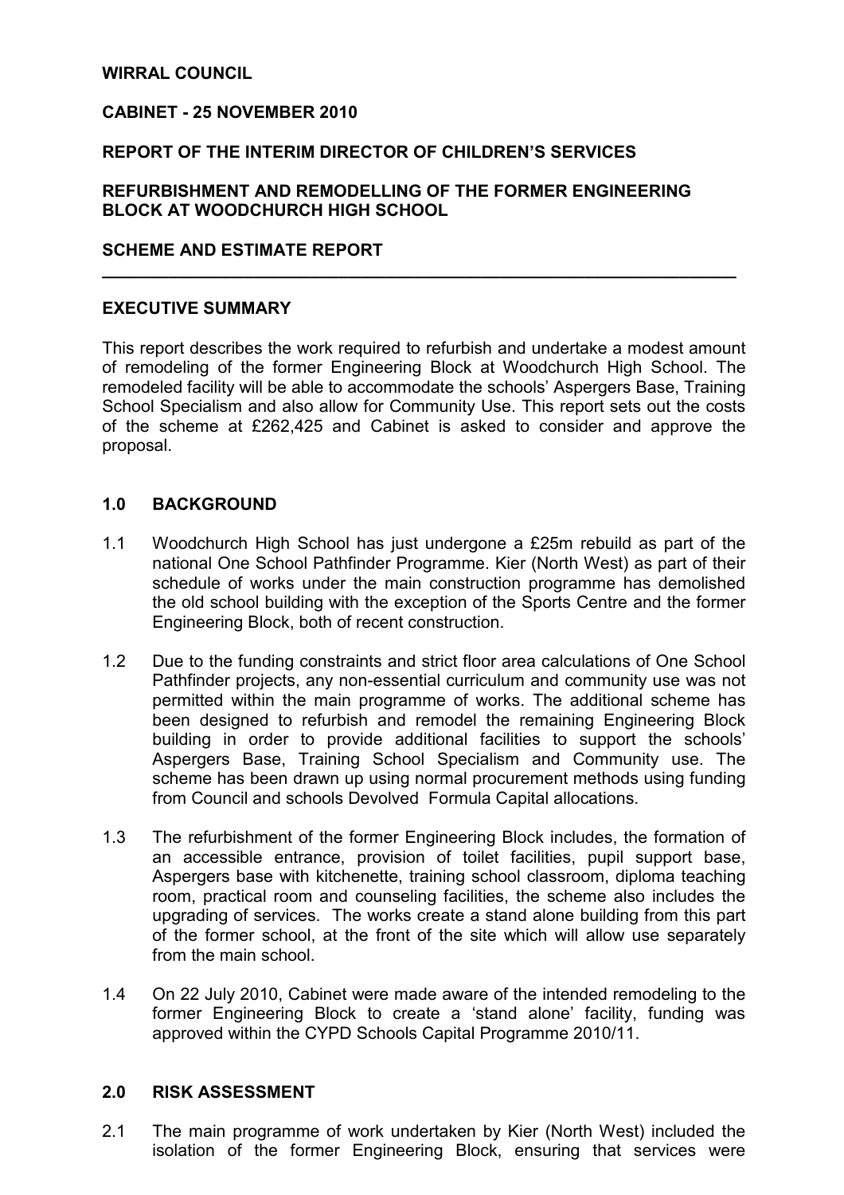**WIRRAL COUNCIL**

**CABINET - 25 NOVEMBER 2010**

**REPORT OF THE INTERIM DIRECTOR OF CHILDREN'S SERVICES**

**REFURBISHMENT AND REMODELLING OF THE FORMER ENGINEERING BLOCK AT WOODCHURCH HIGH SCHOOL**

**SCHEME AND ESTIMATE REPORT**

---

## EXECUTIVE SUMMARY

This report describes the work required to refurbish and undertake a modest amount of remodeling of the former Engineering Block at Woodchurch High School. The remodeled facility will be able to accommodate the schools' Aspergers Base, Training School Specialism and also allow for Community Use. This report sets out the costs of the scheme at £262,425 and Cabinet is asked to consider and approve the proposal.

## 1.0 BACKGROUND

1.1 Woodchurch High School has just undergone a £25m rebuild as part of the national One School Pathfinder Programme. Kier (North West) as part of their schedule of works under the main construction programme has demolished the old school building with the exception of the Sports Centre and the former Engineering Block, both of recent construction.

1.2 Due to the funding constraints and strict floor area calculations of One School Pathfinder projects, any non-essential curriculum and community use was not permitted within the main programme of works. The additional scheme has been designed to refurbish and remodel the remaining Engineering Block building in order to provide additional facilities to support the schools' Aspergers Base, Training School Specialism and Community use. The scheme has been drawn up using normal procurement methods using funding from Council and schools Devolved Formula Capital allocations.

1.3 The refurbishment of the former Engineering Block includes, the formation of an accessible entrance, provision of toilet facilities, pupil support base, Aspergers base with kitchenette, training school classroom, diploma teaching room, practical room and counseling facilities, the scheme also includes the upgrading of services. The works create a stand alone building from this part of the former school, at the front of the site which will allow use separately from the main school.

1.4 On 22 July 2010, Cabinet were made aware of the intended remodeling to the former Engineering Block to create a 'stand alone' facility, funding was approved within the CYPD Schools Capital Programme 2010/11.

## 2.0 RISK ASSESSMENT

2.1 The main programme of work undertaken by Kier (North West) included the isolation of the former Engineering Block, ensuring that services were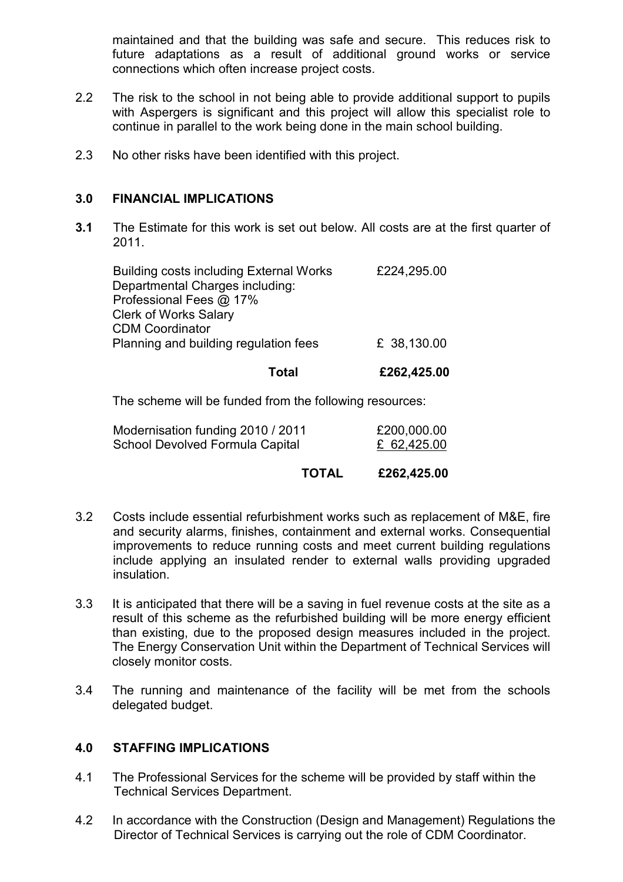maintained and that the building was safe and secure. This reduces risk to future adaptations as a result of additional ground works or service connections which often increase project costs.

2.2 The risk to the school in not being able to provide additional support to pupils with Aspergers is significant and this project will allow this specialist role to continue in parallel to the work being done in the main school building.

2.3 No other risks have been identified with this project.

## 3.0 FINANCIAL IMPLICATIONS

**3.1** The Estimate for this work is set out below. All costs are at the first quarter of 2011.

| | |
|---|---|
| Building costs including External Works | £224,295.00 |
| Departmental Charges including: | |
| Professional Fees @ 17% | |
| Clerk of Works Salary | |
| CDM Coordinator | |
| Planning and building regulation fees | £ 38,130.00 |
| **Total** | **£262,425.00** |

The scheme will be funded from the following resources:

| | |
|---|---|
| Modernisation funding 2010 / 2011 | £200,000.00 |
| School Devolved Formula Capital | £ 62,425.00 |
| **TOTAL** | **£262,425.00** |

3.2 Costs include essential refurbishment works such as replacement of M&E, fire and security alarms, finishes, containment and external works. Consequential improvements to reduce running costs and meet current building regulations include applying an insulated render to external walls providing upgraded insulation.

3.3 It is anticipated that there will be a saving in fuel revenue costs at the site as a result of this scheme as the refurbished building will be more energy efficient than existing, due to the proposed design measures included in the project. The Energy Conservation Unit within the Department of Technical Services will closely monitor costs.

3.4 The running and maintenance of the facility will be met from the schools delegated budget.

## 4.0 STAFFING IMPLICATIONS

4.1 The Professional Services for the scheme will be provided by staff within the Technical Services Department.

4.2 In accordance with the Construction (Design and Management) Regulations the Director of Technical Services is carrying out the role of CDM Coordinator.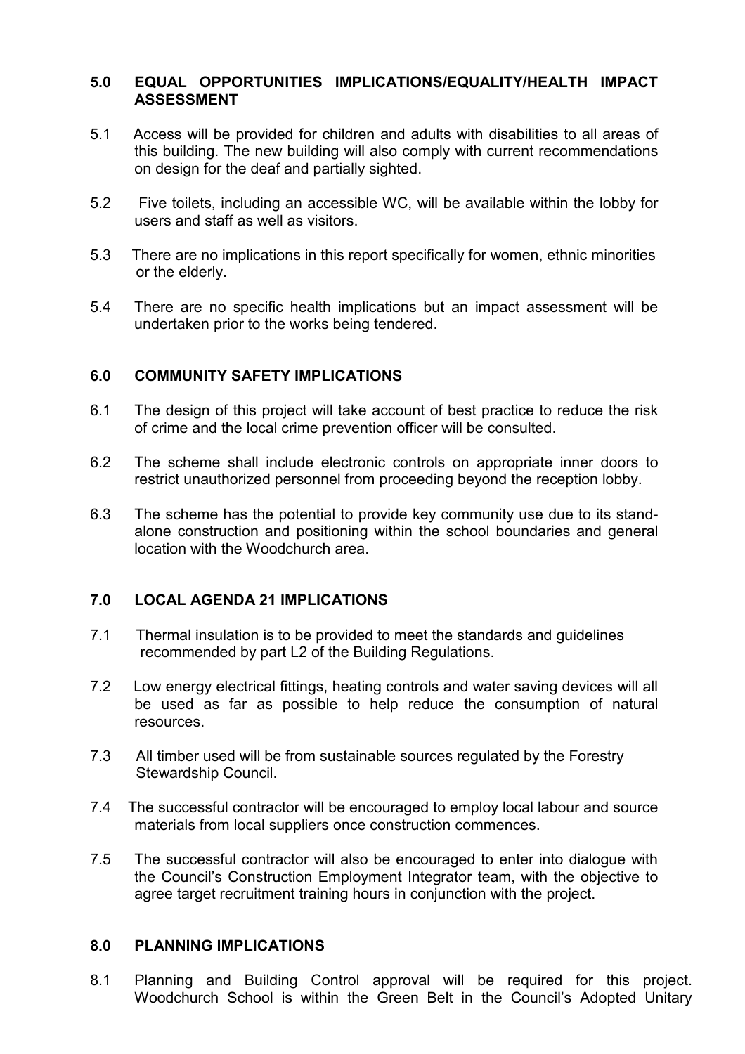## 5.0 EQUAL OPPORTUNITIES IMPLICATIONS/EQUALITY/HEALTH IMPACT ASSESSMENT

5.1 Access will be provided for children and adults with disabilities to all areas of this building. The new building will also comply with current recommendations on design for the deaf and partially sighted.

5.2 Five toilets, including an accessible WC, will be available within the lobby for users and staff as well as visitors.

5.3 There are no implications in this report specifically for women, ethnic minorities or the elderly.

5.4 There are no specific health implications but an impact assessment will be undertaken prior to the works being tendered.

## 6.0 COMMUNITY SAFETY IMPLICATIONS

6.1 The design of this project will take account of best practice to reduce the risk of crime and the local crime prevention officer will be consulted.

6.2 The scheme shall include electronic controls on appropriate inner doors to restrict unauthorized personnel from proceeding beyond the reception lobby.

6.3 The scheme has the potential to provide key community use due to its stand-alone construction and positioning within the school boundaries and general location with the Woodchurch area.

## 7.0 LOCAL AGENDA 21 IMPLICATIONS

7.1 Thermal insulation is to be provided to meet the standards and guidelines recommended by part L2 of the Building Regulations.

7.2 Low energy electrical fittings, heating controls and water saving devices will all be used as far as possible to help reduce the consumption of natural resources.

7.3 All timber used will be from sustainable sources regulated by the Forestry Stewardship Council.

7.4 The successful contractor will be encouraged to employ local labour and source materials from local suppliers once construction commences.

7.5 The successful contractor will also be encouraged to enter into dialogue with the Council's Construction Employment Integrator team, with the objective to agree target recruitment training hours in conjunction with the project.

## 8.0 PLANNING IMPLICATIONS

8.1 Planning and Building Control approval will be required for this project. Woodchurch School is within the Green Belt in the Council's Adopted Unitary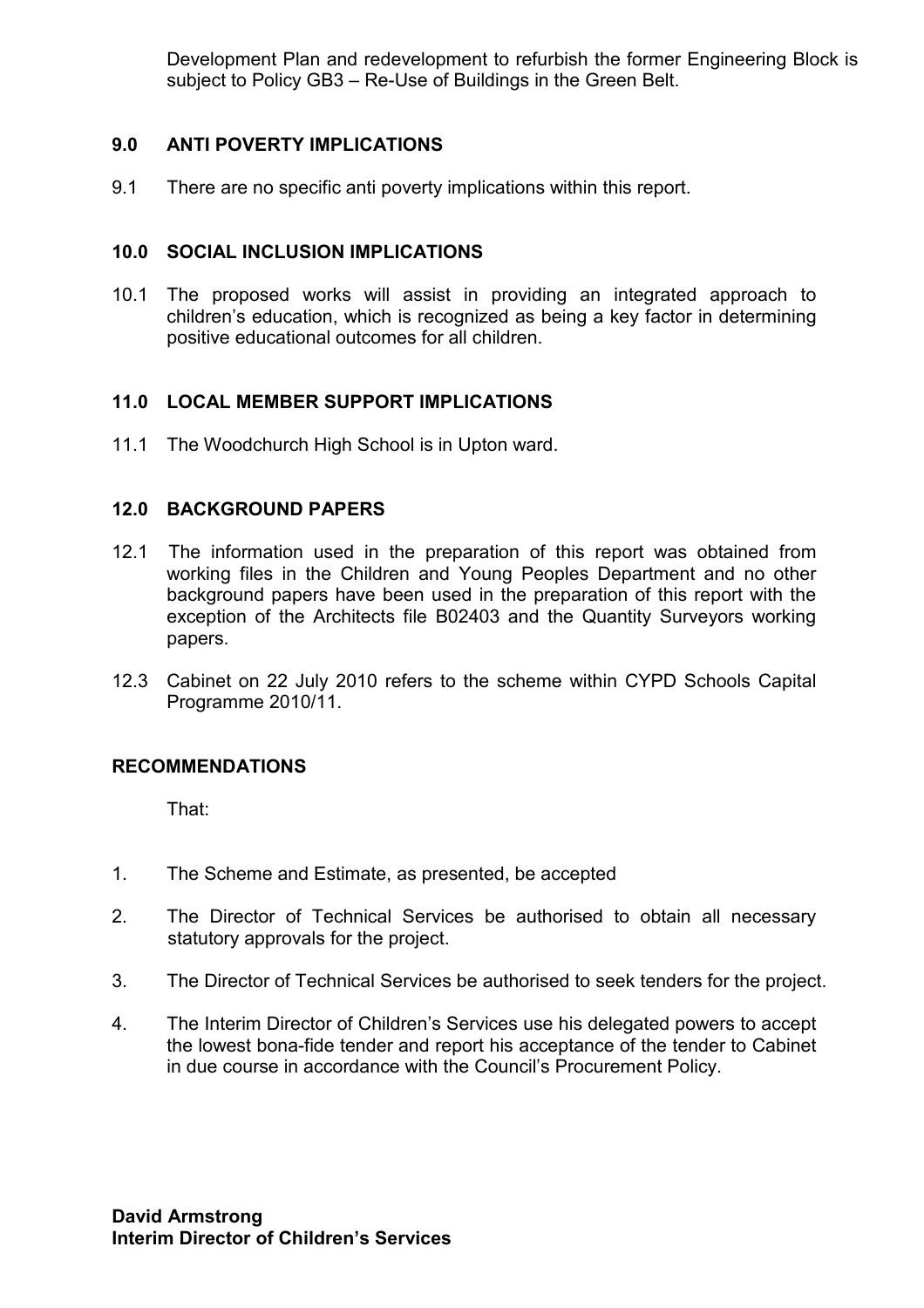Development Plan and redevelopment to refurbish the former Engineering Block is subject to Policy GB3 – Re-Use of Buildings in the Green Belt.

## 9.0 ANTI POVERTY IMPLICATIONS

9.1 There are no specific anti poverty implications within this report.

## 10.0 SOCIAL INCLUSION IMPLICATIONS

10.1 The proposed works will assist in providing an integrated approach to children's education, which is recognized as being a key factor in determining positive educational outcomes for all children.

## 11.0 LOCAL MEMBER SUPPORT IMPLICATIONS

11.1 The Woodchurch High School is in Upton ward.

## 12.0 BACKGROUND PAPERS

12.1 The information used in the preparation of this report was obtained from working files in the Children and Young Peoples Department and no other background papers have been used in the preparation of this report with the exception of the Architects file B02403 and the Quantity Surveyors working papers.

12.3 Cabinet on 22 July 2010 refers to the scheme within CYPD Schools Capital Programme 2010/11.

## RECOMMENDATIONS

That:

1. The Scheme and Estimate, as presented, be accepted
2. The Director of Technical Services be authorised to obtain all necessary statutory approvals for the project.
3. The Director of Technical Services be authorised to seek tenders for the project.
4. The Interim Director of Children's Services use his delegated powers to accept the lowest bona-fide tender and report his acceptance of the tender to Cabinet in due course in accordance with the Council's Procurement Policy.

**David Armstrong**
**Interim Director of Children's Services**